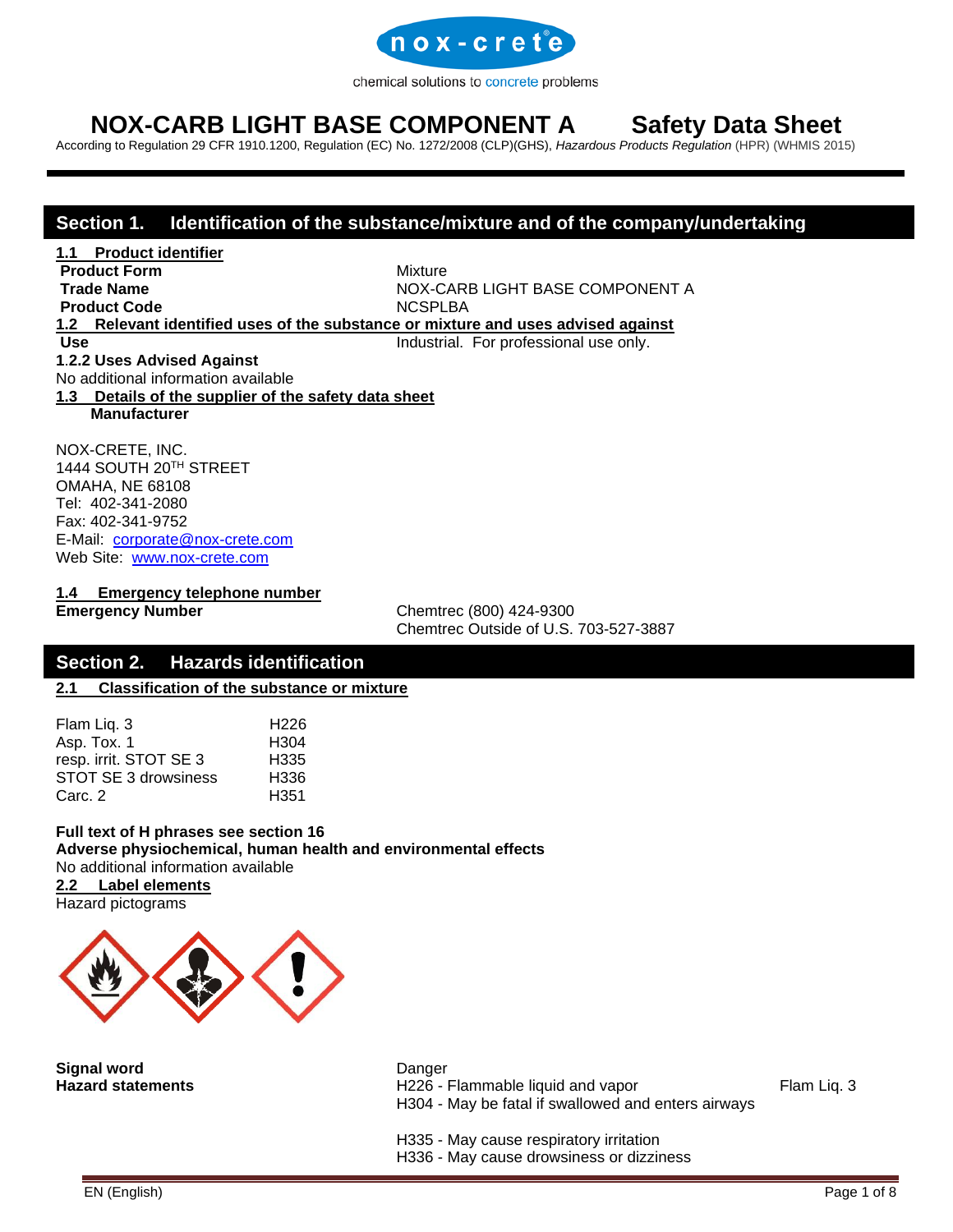nox-crete

chemical solutions to concrete problems

# NOX-CARB LIGHT BASE COMPONENT A Safety Data Sheet

According to Regulation 29 CFR 1910.1200, Regulation (EC) No. 1272/2008 (CLP)(GHS), *Hazardous Products Regulation* (HPR) (WHMIS 2015)

## Section 1. Identification of the substance/mixture and of the company/undertaking

**1.1 Product identifier**

| | |
|---|---|
| **Product Form** | Mixture |
| **Trade Name** | NOX-CARB LIGHT BASE COMPONENT A |
| **Product Code** | NCSPLBA |

**1.2 Relevant identified uses of the substance or mixture and uses advised against**

| | |
|---|---|
| **Use** | Industrial. For professional use only. |

**1.2.2 Uses Advised Against**

No additional information available

**1.3 Details of the supplier of the safety data sheet**

**Manufacturer**

NOX-CRETE, INC.
1444 SOUTH 20TH STREET
OMAHA, NE 68108
Tel: 402-341-2080
Fax: 402-341-9752
E-Mail: corporate@nox-crete.com
Web Site: www.nox-crete.com

**1.4 Emergency telephone number**

| | |
|---|---|
| **Emergency Number** | Chemtrec (800) 424-9300<br>Chemtrec Outside of U.S. 703-527-3887 |

## Section 2. Hazards identification

**2.1 Classification of the substance or mixture**

| | |
|---|---|
| Flam Liq. 3 | H226 |
| Asp. Tox. 1 | H304 |
| resp. irrit. STOT SE 3 | H335 |
| STOT SE 3 drowsiness | H336 |
| Carc. 2 | H351 |

**Full text of H phrases see section 16**

**Adverse physiochemical, human health and environmental effects**

No additional information available

**2.2 Label elements**

Hazard pictograms

**Signal word** Danger

**Hazard statements**

H226 - Flammable liquid and vapor Flam Liq. 3
H304 - May be fatal if swallowed and enters airways

H335 - May cause respiratory irritation
H336 - May cause drowsiness or dizziness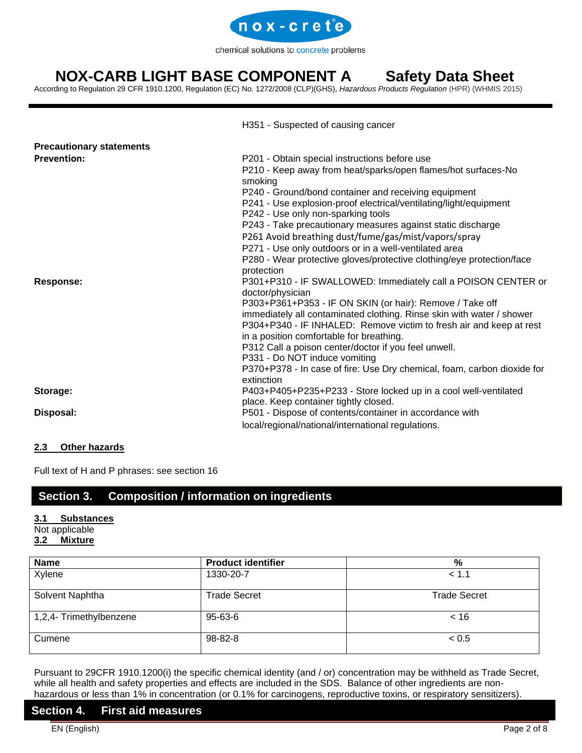H351 - Suspected of causing cancer

**Precautionary statements**

**Prevention:**

P201 - Obtain special instructions before use
P210 - Keep away from heat/sparks/open flames/hot surfaces-No smoking
P240 - Ground/bond container and receiving equipment
P241 - Use explosion-proof electrical/ventilating/light/equipment
P242 - Use only non-sparking tools
P243 - Take precautionary measures against static discharge
P261 Avoid breathing dust/fume/gas/mist/vapors/spray
P271 - Use only outdoors or in a well-ventilated area
P280 - Wear protective gloves/protective clothing/eye protection/face protection

**Response:**

P301+P310 - IF SWALLOWED: Immediately call a POISON CENTER or doctor/physician
P303+P361+P353 - IF ON SKIN (or hair): Remove / Take off immediately all contaminated clothing. Rinse skin with water / shower
P304+P340 - IF INHALED: Remove victim to fresh air and keep at rest in a position comfortable for breathing.
P312 Call a poison center/doctor if you feel unwell.
P331 - Do NOT induce vomiting
P370+P378 - In case of fire: Use Dry chemical, foam, carbon dioxide for extinction

**Storage:**

P403+P405+P235+P233 - Store locked up in a cool well-ventilated place. Keep container tightly closed.

**Disposal:**

P501 - Dispose of contents/container in accordance with local/regional/national/international regulations.

### 2.3 Other hazards

Full text of H and P phrases: see section 16

## Section 3. Composition / information on ingredients

### 3.1 Substances

Not applicable

### 3.2 Mixture

| Name | Product identifier | % |
|---|---|---|
| Xylene | 1330-20-7 | < 1.1 |
| Solvent Naphtha | Trade Secret | Trade Secret |
| 1,2,4- Trimethylbenzene | 95-63-6 | < 16 |
| Cumene | 98-82-8 | < 0.5 |

Pursuant to 29CFR 1910.1200(i) the specific chemical identity (and / or) concentration may be withheld as Trade Secret, while all health and safety properties and effects are included in the SDS. Balance of other ingredients are non-hazardous or less than 1% in concentration (or 0.1% for carcinogens, reproductive toxins, or respiratory sensitizers).

## Section 4. First aid measures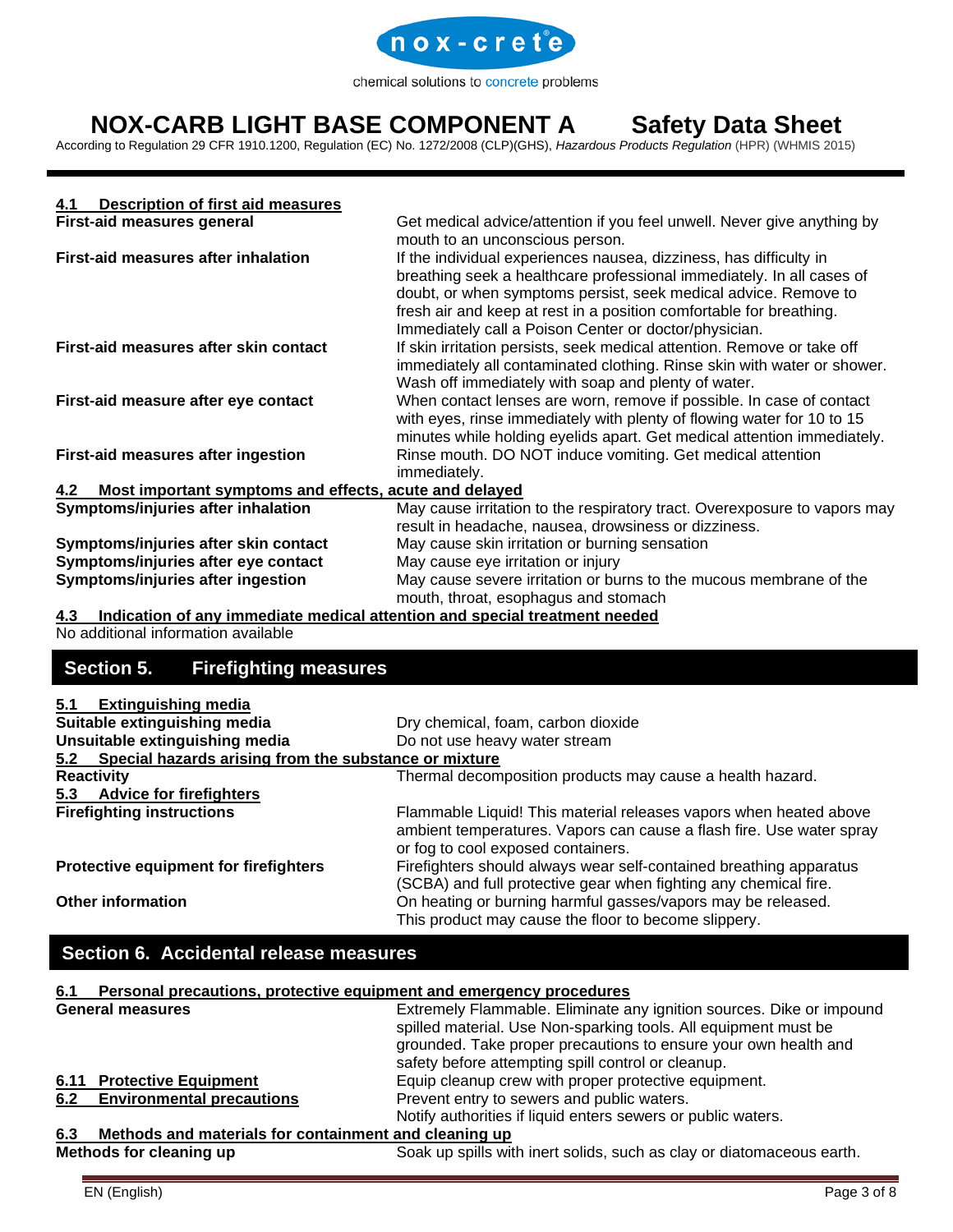### 4.1 Description of first aid measures

| | |
|---|---|
| **First-aid measures general** | Get medical advice/attention if you feel unwell. Never give anything by mouth to an unconscious person. |
| **First-aid measures after inhalation** | If the individual experiences nausea, dizziness, has difficulty in breathing seek a healthcare professional immediately. In all cases of doubt, or when symptoms persist, seek medical advice. Remove to fresh air and keep at rest in a position comfortable for breathing. Immediately call a Poison Center or doctor/physician. |
| **First-aid measures after skin contact** | If skin irritation persists, seek medical attention. Remove or take off immediately all contaminated clothing. Rinse skin with water or shower. Wash off immediately with soap and plenty of water. |
| **First-aid measure after eye contact** | When contact lenses are worn, remove if possible. In case of contact with eyes, rinse immediately with plenty of flowing water for 10 to 15 minutes while holding eyelids apart. Get medical attention immediately. |
| **First-aid measures after ingestion** | Rinse mouth. DO NOT induce vomiting. Get medical attention immediately. |

### 4.2 Most important symptoms and effects, acute and delayed

| | |
|---|---|
| **Symptoms/injuries after inhalation** | May cause irritation to the respiratory tract. Overexposure to vapors may result in headache, nausea, drowsiness or dizziness. |
| **Symptoms/injuries after skin contact** | May cause skin irritation or burning sensation |
| **Symptoms/injuries after eye contact** | May cause eye irritation or injury |
| **Symptoms/injuries after ingestion** | May cause severe irritation or burns to the mucous membrane of the mouth, throat, esophagus and stomach |

### 4.3 Indication of any immediate medical attention and special treatment needed

No additional information available

## Section 5. Firefighting measures

### 5.1 Extinguishing media

| | |
|---|---|
| **Suitable extinguishing media** | Dry chemical, foam, carbon dioxide |
| **Unsuitable extinguishing media** | Do not use heavy water stream |

### 5.2 Special hazards arising from the substance or mixture

| | |
|---|---|
| **Reactivity** | Thermal decomposition products may cause a health hazard. |

### 5.3 Advice for firefighters

| | |
|---|---|
| **Firefighting instructions** | Flammable Liquid! This material releases vapors when heated above ambient temperatures. Vapors can cause a flash fire. Use water spray or fog to cool exposed containers. |
| **Protective equipment for firefighters** | Firefighters should always wear self-contained breathing apparatus (SCBA) and full protective gear when fighting any chemical fire. |
| **Other information** | On heating or burning harmful gasses/vapors may be released. This product may cause the floor to become slippery. |

## Section 6. Accidental release measures

### 6.1 Personal precautions, protective equipment and emergency procedures

| | |
|---|---|
| **General measures** | Extremely Flammable. Eliminate any ignition sources. Dike or impound spilled material. Use Non-sparking tools. All equipment must be grounded. Take proper precautions to ensure your own health and safety before attempting spill control or cleanup. |
| **6.11 Protective Equipment** | Equip cleanup crew with proper protective equipment. |
| **6.2 Environmental precautions** | Prevent entry to sewers and public waters. Notify authorities if liquid enters sewers or public waters. |

### 6.3 Methods and materials for containment and cleaning up

| | |
|---|---|
| **Methods for cleaning up** | Soak up spills with inert solids, such as clay or diatomaceous earth. |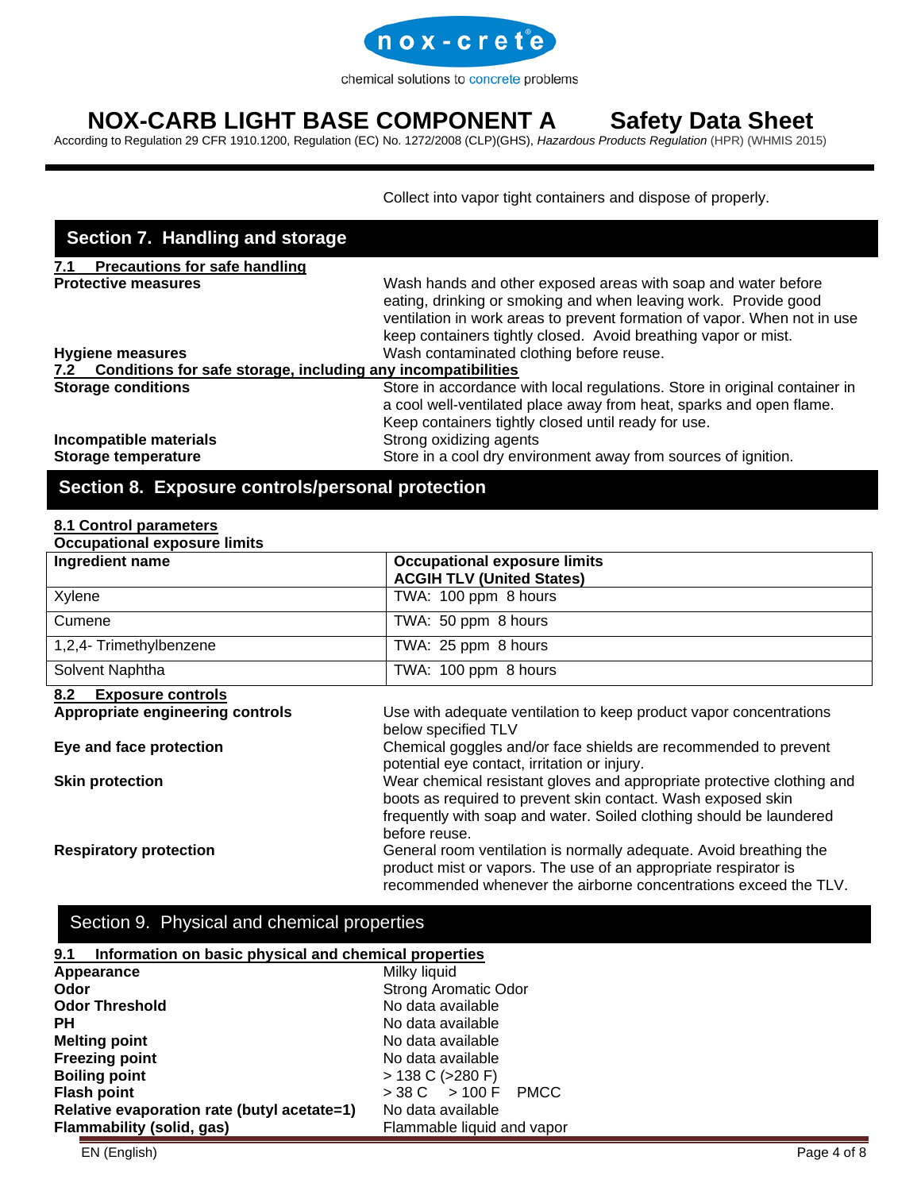Collect into vapor tight containers and dispose of properly.

## Section 7. Handling and storage

### 7.1 Precautions for safe handling

**Protective measures** Wash hands and other exposed areas with soap and water before eating, drinking or smoking and when leaving work. Provide good ventilation in work areas to prevent formation of vapor. When not in use keep containers tightly closed. Avoid breathing vapor or mist.

**Hygiene measures** Wash contaminated clothing before reuse.

### 7.2 Conditions for safe storage, including any incompatibilities

**Storage conditions** Store in accordance with local regulations. Store in original container in a cool well-ventilated place away from heat, sparks and open flame. Keep containers tightly closed until ready for use.

**Incompatible materials** Strong oxidizing agents

**Storage temperature** Store in a cool dry environment away from sources of ignition.

## Section 8. Exposure controls/personal protection

### 8.1 Control parameters

**Occupational exposure limits**

| Ingredient name | Occupational exposure limits ACGIH TLV (United States) |
|---|---|
| Xylene | TWA: 100 ppm 8 hours |
| Cumene | TWA: 50 ppm 8 hours |
| 1,2,4- Trimethylbenzene | TWA: 25 ppm 8 hours |
| Solvent Naphtha | TWA: 100 ppm 8 hours |

### 8.2 Exposure controls

**Appropriate engineering controls** Use with adequate ventilation to keep product vapor concentrations below specified TLV

**Eye and face protection** Chemical goggles and/or face shields are recommended to prevent potential eye contact, irritation or injury.

**Skin protection** Wear chemical resistant gloves and appropriate protective clothing and boots as required to prevent skin contact. Wash exposed skin frequently with soap and water. Soiled clothing should be laundered before reuse.

**Respiratory protection** General room ventilation is normally adequate. Avoid breathing the product mist or vapors. The use of an appropriate respirator is recommended whenever the airborne concentrations exceed the TLV.

## Section 9. Physical and chemical properties

### 9.1 Information on basic physical and chemical properties

**Appearance** Milky liquid

**Odor** Strong Aromatic Odor

**Odor Threshold** No data available

**PH** No data available

**Melting point** No data available

**Freezing point** No data available

**Boiling point** > 138 C (>280 F)

**Flash point** > 38 C > 100 F PMCC

**Relative evaporation rate (butyl acetate=1)** No data available

**Flammability (solid, gas)** Flammable liquid and vapor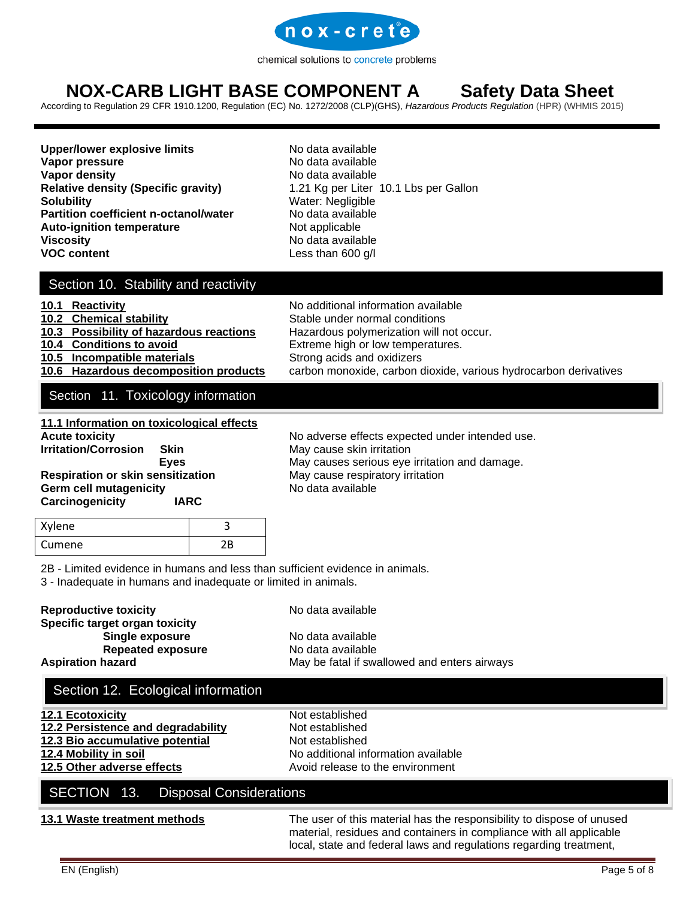| | |
|---|---|
| **Upper/lower explosive limits** | No data available |
| **Vapor pressure** | No data available |
| **Vapor density** | No data available |
| **Relative density (Specific gravity)** | 1.21 Kg per Liter  10.1 Lbs per Gallon |
| **Solubility** | Water: Negligible |
| **Partition coefficient n-octanol/water** | No data available |
| **Auto-ignition temperature** | Not applicable |
| **Viscosity** | No data available |
| **VOC content** | Less than 600 g/l |

## Section 10. Stability and reactivity

| | |
|---|---|
| **10.1 Reactivity** | No additional information available |
| **10.2 Chemical stability** | Stable under normal conditions |
| **10.3 Possibility of hazardous reactions** | Hazardous polymerization will not occur. |
| **10.4 Conditions to avoid** | Extreme high or low temperatures. |
| **10.5 Incompatible materials** | Strong acids and oxidizers |
| **10.6 Hazardous decomposition products** | carbon monoxide, carbon dioxide, various hydrocarbon derivatives |

## Section 11. Toxicology information

**11.1 Information on toxicological effects**

| | |
|---|---|
| **Acute toxicity** | No adverse effects expected under intended use. |
| **Irritation/Corrosion** **Skin** | May cause skin irritation |
| **Eyes** | May causes serious eye irritation and damage. |
| **Respiration or skin sensitization** | May cause respiratory irritation |
| **Germ cell mutagenicity** | No data available |
| **Carcinogenicity** **IARC** | |

| | |
|---|---|
| Xylene | 3 |
| Cumene | 2B |

2B - Limited evidence in humans and less than sufficient evidence in animals.
3 - Inadequate in humans and inadequate or limited in animals.

| | |
|---|---|
| **Reproductive toxicity** | No data available |
| **Specific target organ toxicity** | |
| **Single exposure** | No data available |
| **Repeated exposure** | No data available |
| **Aspiration hazard** | May be fatal if swallowed and enters airways |

## Section 12. Ecological information

| | |
|---|---|
| **12.1 Ecotoxicity** | Not established |
| **12.2 Persistence and degradability** | Not established |
| **12.3 Bio accumulative potential** | Not established |
| **12.4 Mobility in soil** | No additional information available |
| **12.5 Other adverse effects** | Avoid release to the environment |

## SECTION 13. Disposal Considerations

**13.1 Waste treatment methods**

The user of this material has the responsibility to dispose of unused material, residues and containers in compliance with all applicable local, state and federal laws and regulations regarding treatment,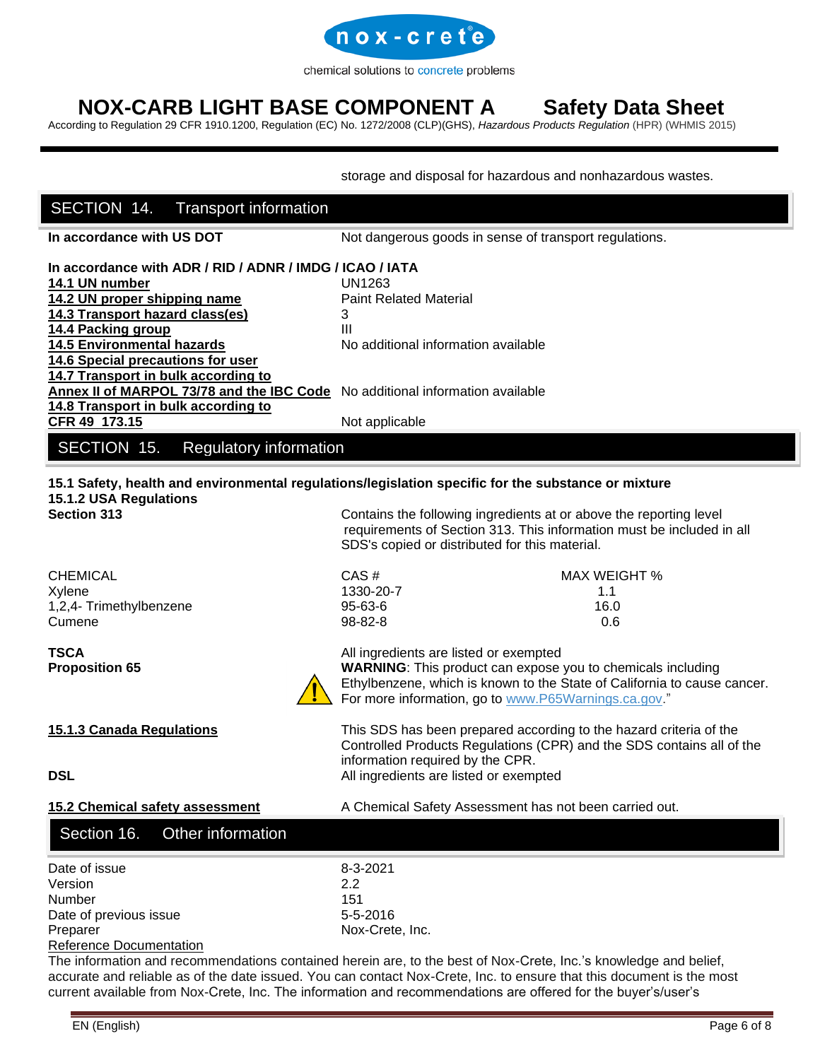storage and disposal for hazardous and nonhazardous wastes.

## SECTION 14. Transport information

| | |
|---|---|
| **In accordance with US DOT** | Not dangerous goods in sense of transport regulations. |

**In accordance with ADR / RID / ADNR / IMDG / ICAO / IATA**

| | |
|---|---|
| **14.1 UN number** | UN1263 |
| **14.2 UN proper shipping name** | Paint Related Material |
| **14.3 Transport hazard class(es)** | 3 |
| **14.4 Packing group** | III |
| **14.5 Environmental hazards** | No additional information available |
| **14.6 Special precautions for user** | |
| **14.7 Transport in bulk according to Annex II of MARPOL 73/78 and the IBC Code** | No additional information available |
| **14.8 Transport in bulk according to CFR 49 173.15** | Not applicable |

## SECTION 15. Regulatory information

**15.1 Safety, health and environmental regulations/legislation specific for the substance or mixture**

**15.1.2 USA Regulations**

**Section 313** — Contains the following ingredients at or above the reporting level requirements of Section 313. This information must be included in all SDS's copied or distributed for this material.

| CHEMICAL | CAS # | MAX WEIGHT % |
|---|---|---|
| Xylene | 1330-20-7 | 1.1 |
| 1,2,4- Trimethylbenzene | 95-63-6 | 16.0 |
| Cumene | 98-82-8 | 0.6 |

**TSCA** — All ingredients are listed or exempted

**Proposition 65** — **WARNING**: This product can expose you to chemicals including Ethylbenzene, which is known to the State of California to cause cancer. For more information, go to www.P65Warnings.ca.gov."

**15.1.3 Canada Regulations** — This SDS has been prepared according to the hazard criteria of the Controlled Products Regulations (CPR) and the SDS contains all of the information required by the CPR.

**DSL** — All ingredients are listed or exempted

**15.2 Chemical safety assessment** — A Chemical Safety Assessment has not been carried out.

## Section 16. Other information

| | |
|---|---|
| Date of issue | 8-3-2021 |
| Version | 2.2 |
| Number | 151 |
| Date of previous issue | 5-5-2016 |
| Preparer | Nox-Crete, Inc. |

Reference Documentation

The information and recommendations contained herein are, to the best of Nox-Crete, Inc.'s knowledge and belief, accurate and reliable as of the date issued. You can contact Nox-Crete, Inc. to ensure that this document is the most current available from Nox-Crete, Inc. The information and recommendations are offered for the buyer's/user's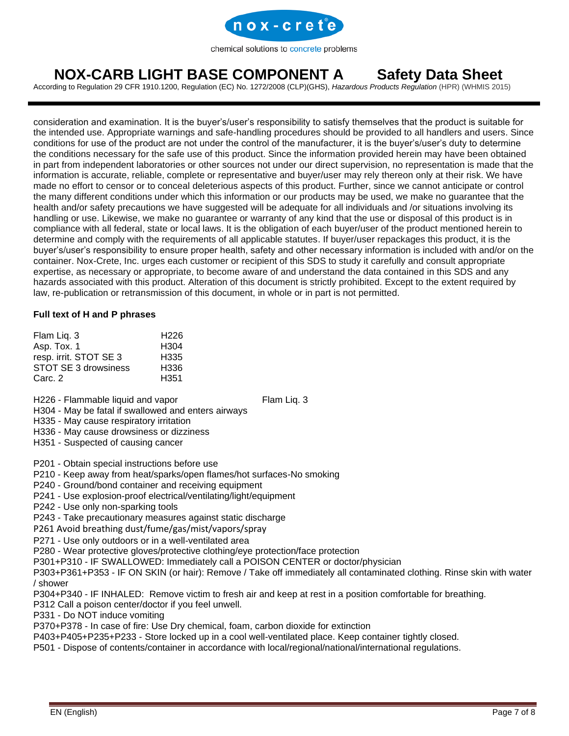consideration and examination. It is the buyer's/user's responsibility to satisfy themselves that the product is suitable for the intended use. Appropriate warnings and safe-handling procedures should be provided to all handlers and users. Since conditions for use of the product are not under the control of the manufacturer, it is the buyer's/user's duty to determine the conditions necessary for the safe use of this product. Since the information provided herein may have been obtained in part from independent laboratories or other sources not under our direct supervision, no representation is made that the information is accurate, reliable, complete or representative and buyer/user may rely thereon only at their risk. We have made no effort to censor or to conceal deleterious aspects of this product. Further, since we cannot anticipate or control the many different conditions under which this information or our products may be used, we make no guarantee that the health and/or safety precautions we have suggested will be adequate for all individuals and /or situations involving its handling or use. Likewise, we make no guarantee or warranty of any kind that the use or disposal of this product is in compliance with all federal, state or local laws. It is the obligation of each buyer/user of the product mentioned herein to determine and comply with the requirements of all applicable statutes. If buyer/user repackages this product, it is the buyer's/user's responsibility to ensure proper health, safety and other necessary information is included with and/or on the container. Nox-Crete, Inc. urges each customer or recipient of this SDS to study it carefully and consult appropriate expertise, as necessary or appropriate, to become aware of and understand the data contained in this SDS and any hazards associated with this product. Alteration of this document is strictly prohibited. Except to the extent required by law, re-publication or retransmission of this document, in whole or in part is not permitted.

**Full text of H and P phrases**

| | |
|---|---|
| Flam Liq. 3 | H226 |
| Asp. Tox. 1 | H304 |
| resp. irrit. STOT SE 3 | H335 |
| STOT SE 3 drowsiness | H336 |
| Carc. 2 | H351 |

H226 - Flammable liquid and vapor Flam Liq. 3
H304 - May be fatal if swallowed and enters airways
H335 - May cause respiratory irritation
H336 - May cause drowsiness or dizziness
H351 - Suspected of causing cancer

P201 - Obtain special instructions before use
P210 - Keep away from heat/sparks/open flames/hot surfaces-No smoking
P240 - Ground/bond container and receiving equipment
P241 - Use explosion-proof electrical/ventilating/light/equipment
P242 - Use only non-sparking tools
P243 - Take precautionary measures against static discharge
P261 Avoid breathing dust/fume/gas/mist/vapors/spray
P271 - Use only outdoors or in a well-ventilated area
P280 - Wear protective gloves/protective clothing/eye protection/face protection
P301+P310 - IF SWALLOWED: Immediately call a POISON CENTER or doctor/physician
P303+P361+P353 - IF ON SKIN (or hair): Remove / Take off immediately all contaminated clothing. Rinse skin with water / shower
P304+P340 - IF INHALED: Remove victim to fresh air and keep at rest in a position comfortable for breathing.
P312 Call a poison center/doctor if you feel unwell.
P331 - Do NOT induce vomiting
P370+P378 - In case of fire: Use Dry chemical, foam, carbon dioxide for extinction
P403+P405+P235+P233 - Store locked up in a cool well-ventilated place. Keep container tightly closed.
P501 - Dispose of contents/container in accordance with local/regional/national/international regulations.